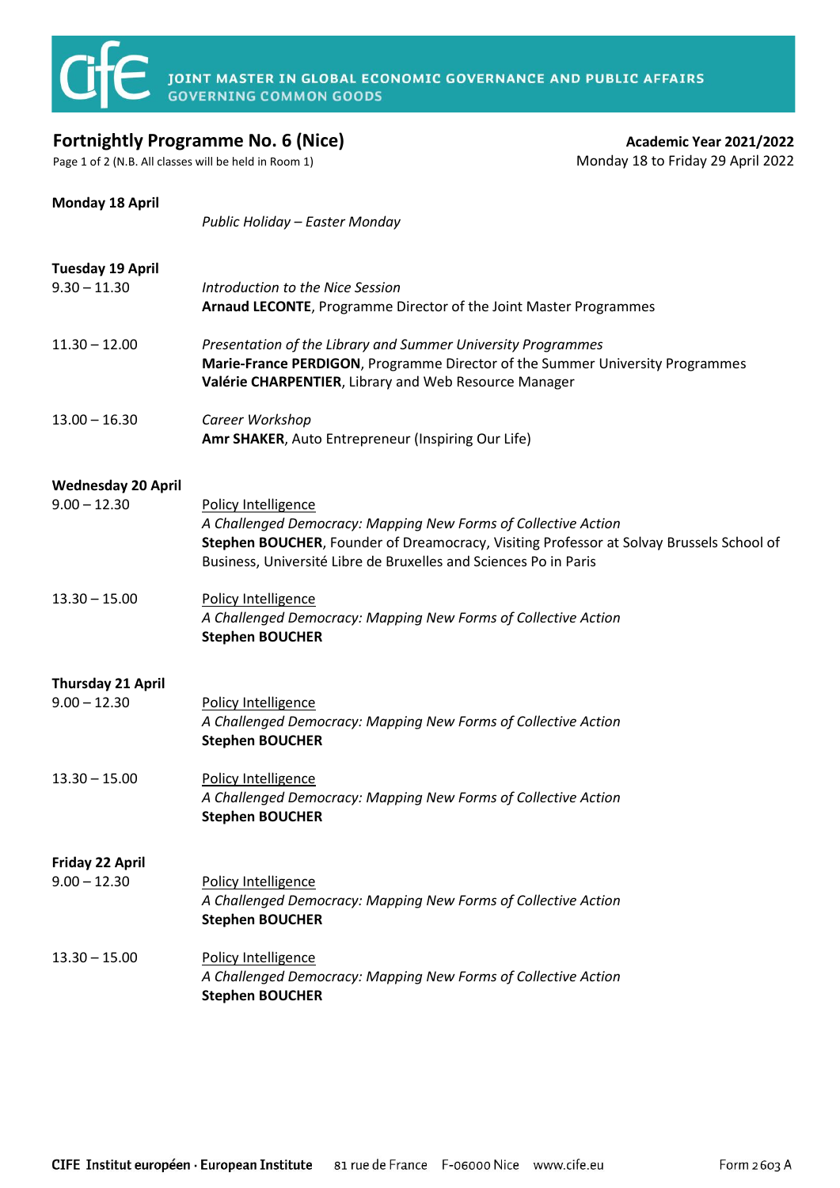**JOINT MASTER IN GLOBAL ECONOMIC GOVERNANCE AND PUBLIC AFFAIRS**
**GOVERNING COMMON GOODS**

# Fortnightly Programme No. 6 (Nice)

**Academic Year 2021/2022**
Monday 18 to Friday 29 April 2022

Page 1 of 2 (N.B. All classes will be held in Room 1)

### Monday 18 April

*Public Holiday – Easter Monday*

### Tuesday 19 April

9.30 – 11.30
*Introduction to the Nice Session*
**Arnaud LECONTE**, Programme Director of the Joint Master Programmes

11.30 – 12.00
*Presentation of the Library and Summer University Programmes*
**Marie-France PERDIGON**, Programme Director of the Summer University Programmes
**Valérie CHARPENTIER**, Library and Web Resource Manager

13.00 – 16.30
*Career Workshop*
**Amr SHAKER**, Auto Entrepreneur (Inspiring Our Life)

### Wednesday 20 April

9.00 – 12.30
Policy Intelligence
*A Challenged Democracy: Mapping New Forms of Collective Action*
**Stephen BOUCHER**, Founder of Dreamocracy, Visiting Professor at Solvay Brussels School of Business, Université Libre de Bruxelles and Sciences Po in Paris

13.30 – 15.00
Policy Intelligence
*A Challenged Democracy: Mapping New Forms of Collective Action*
**Stephen BOUCHER**

### Thursday 21 April

9.00 – 12.30
Policy Intelligence
*A Challenged Democracy: Mapping New Forms of Collective Action*
**Stephen BOUCHER**

13.30 – 15.00
Policy Intelligence
*A Challenged Democracy: Mapping New Forms of Collective Action*
**Stephen BOUCHER**

### Friday 22 April

9.00 – 12.30
Policy Intelligence
*A Challenged Democracy: Mapping New Forms of Collective Action*
**Stephen BOUCHER**

13.30 – 15.00
Policy Intelligence
*A Challenged Democracy: Mapping New Forms of Collective Action*
**Stephen BOUCHER**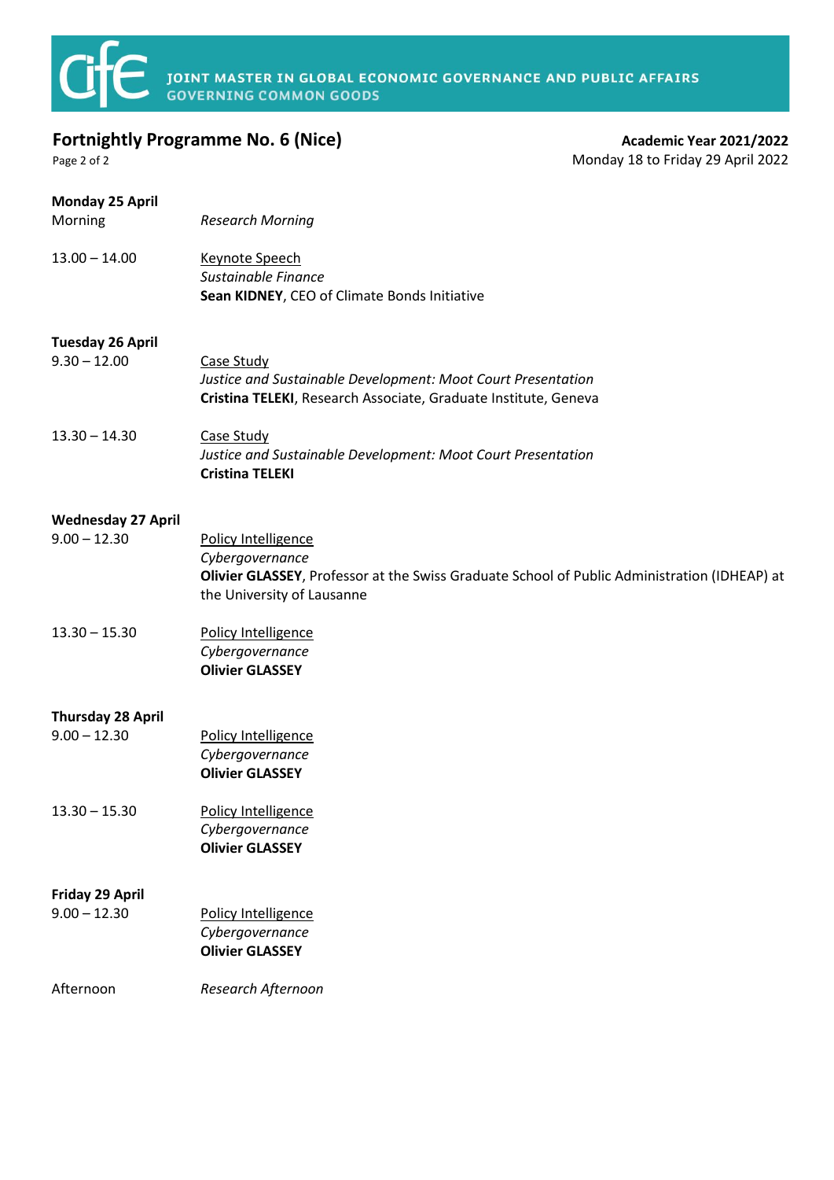**Fortnightly Programme No. 6 (Nice)**

**Academic Year 2021/2022**
Monday 18 to Friday 29 April 2022

**Monday 25 April**

| | |
|---|---|
| Morning | *Research Morning* |
| 13.00 – 14.00 | Keynote Speech<br>*Sustainable Finance*<br>**Sean KIDNEY**, CEO of Climate Bonds Initiative |

**Tuesday 26 April**

| | |
|---|---|
| 9.30 – 12.00 | Case Study<br>*Justice and Sustainable Development: Moot Court Presentation*<br>**Cristina TELEKI**, Research Associate, Graduate Institute, Geneva |
| 13.30 – 14.30 | Case Study<br>*Justice and Sustainable Development: Moot Court Presentation*<br>**Cristina TELEKI** |

**Wednesday 27 April**

| | |
|---|---|
| 9.00 – 12.30 | Policy Intelligence<br>*Cybergovernance*<br>**Olivier GLASSEY**, Professor at the Swiss Graduate School of Public Administration (IDHEAP) at the University of Lausanne |
| 13.30 – 15.30 | Policy Intelligence<br>*Cybergovernance*<br>**Olivier GLASSEY** |

**Thursday 28 April**

| | |
|---|---|
| 9.00 – 12.30 | Policy Intelligence<br>*Cybergovernance*<br>**Olivier GLASSEY** |
| 13.30 – 15.30 | Policy Intelligence<br>*Cybergovernance*<br>**Olivier GLASSEY** |

**Friday 29 April**

| | |
|---|---|
| 9.00 – 12.30 | Policy Intelligence<br>*Cybergovernance*<br>**Olivier GLASSEY** |
| Afternoon | *Research Afternoon* |